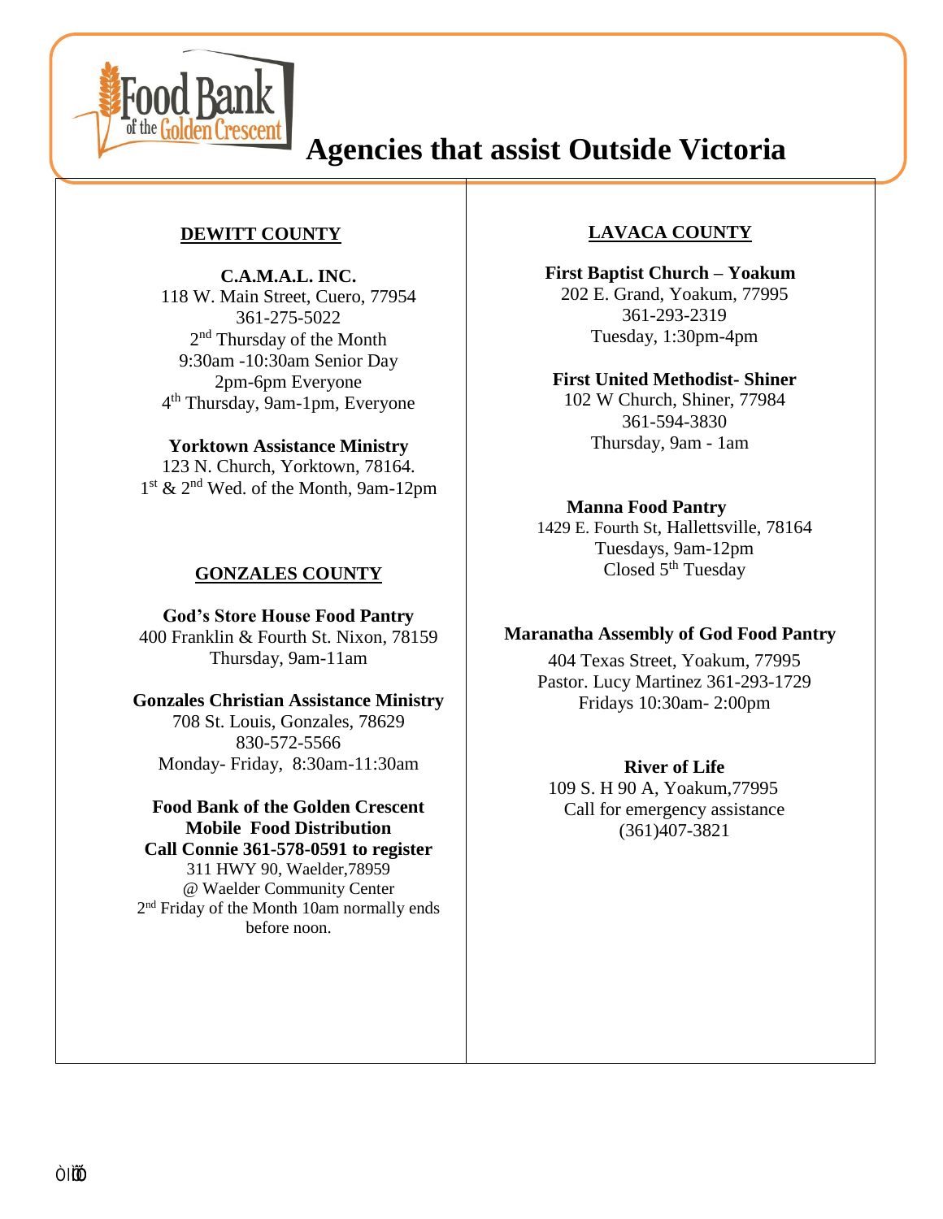# Agencies that assist Outside Victoria

## DEWITT COUNTY

**C.A.M.A.L. INC.**
118 W. Main Street, Cuero, 77954
361-275-5022
2nd Thursday of the Month
9:30am -10:30am Senior Day
2pm-6pm Everyone
4th Thursday, 9am-1pm, Everyone

**Yorktown Assistance Ministry**
123 N. Church, Yorktown, 78164.
1st & 2nd Wed. of the Month, 9am-12pm

## GONZALES COUNTY

**God's Store House Food Pantry**
400 Franklin & Fourth St. Nixon, 78159
Thursday, 9am-11am

**Gonzales Christian Assistance Ministry**
708 St. Louis, Gonzales, 78629
830-572-5566
Monday- Friday, 8:30am-11:30am

**Food Bank of the Golden Crescent Mobile Food Distribution**
**Call Connie 361-578-0591 to register**
311 HWY 90, Waelder,78959
@ Waelder Community Center
2nd Friday of the Month 10am normally ends before noon.

## LAVACA COUNTY

**First Baptist Church – Yoakum**
202 E. Grand, Yoakum, 77995
361-293-2319
Tuesday, 1:30pm-4pm

**First United Methodist- Shiner**
102 W Church, Shiner, 77984
361-594-3830
Thursday, 9am - 1am

**Manna Food Pantry**
1429 E. Fourth St, Hallettsville, 78164
Tuesdays, 9am-12pm
Closed 5th Tuesday

**Maranatha Assembly of God Food Pantry**
404 Texas Street, Yoakum, 77995
Pastor. Lucy Martinez 361-293-1729
Fridays 10:30am- 2:00pm

**River of Life**
109 S. H 90 A, Yoakum,77995
Call for emergency assistance
(361)407-3821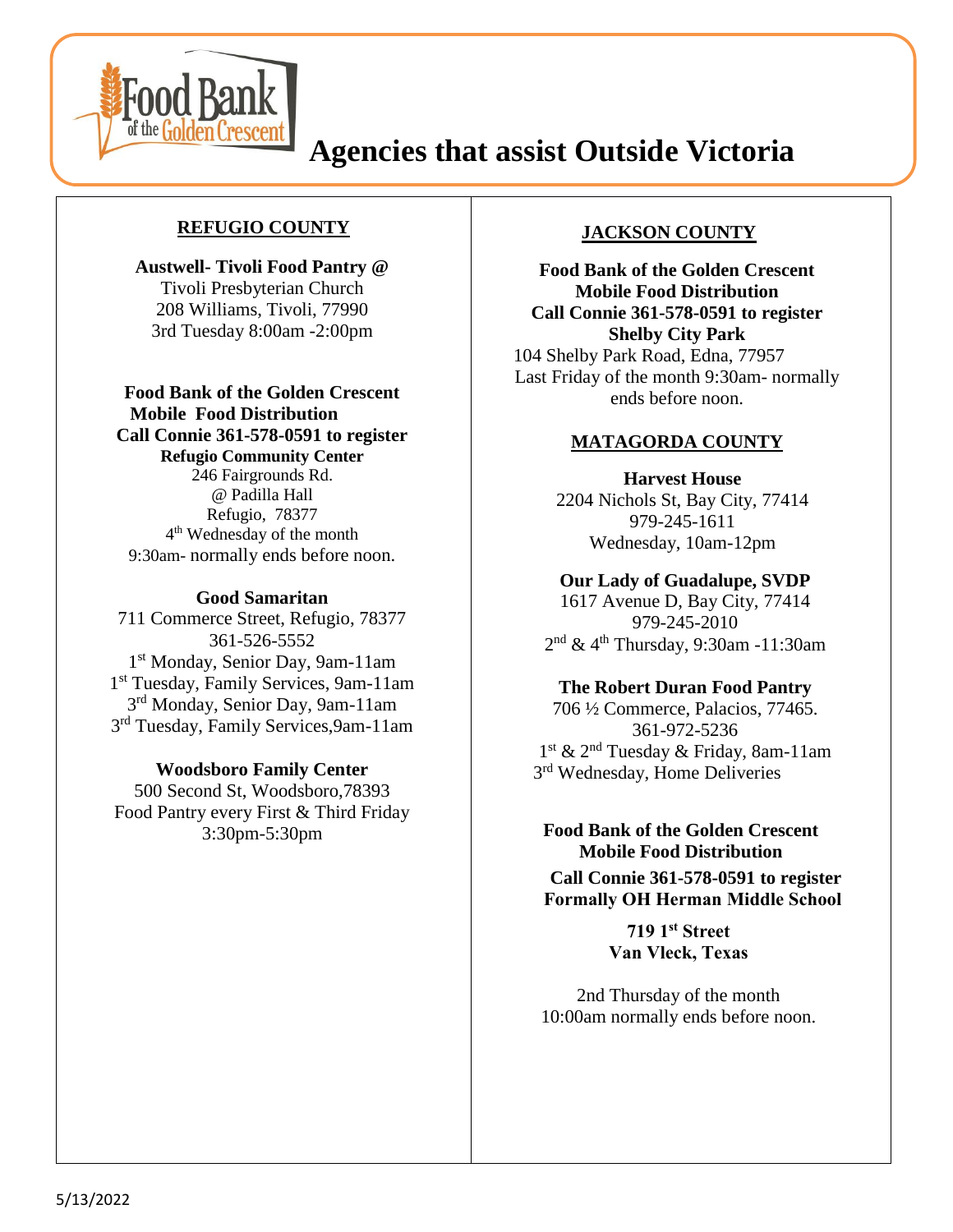# Agencies that assist Outside Victoria

## REFUGIO COUNTY

**Austwell- Tivoli Food Pantry @**
Tivoli Presbyterian Church
208 Williams, Tivoli, 77990
3rd Tuesday 8:00am -2:00pm

**Food Bank of the Golden Crescent**
**Mobile Food Distribution**
**Call Connie 361-578-0591 to register**
**Refugio Community Center**
246 Fairgrounds Rd.
@ Padilla Hall
Refugio, 78377
4th Wednesday of the month
9:30am- normally ends before noon.

**Good Samaritan**
711 Commerce Street, Refugio, 78377
361-526-5552
1st Monday, Senior Day, 9am-11am
1st Tuesday, Family Services, 9am-11am
3rd Monday, Senior Day, 9am-11am
3rd Tuesday, Family Services,9am-11am

**Woodsboro Family Center**
500 Second St, Woodsboro,78393
Food Pantry every First & Third Friday
3:30pm-5:30pm

## JACKSON COUNTY

**Food Bank of the Golden Crescent**
**Mobile Food Distribution**
**Call Connie 361-578-0591 to register**
**Shelby City Park**
104 Shelby Park Road, Edna, 77957
Last Friday of the month 9:30am- normally ends before noon.

## MATAGORDA COUNTY

**Harvest House**
2204 Nichols St, Bay City, 77414
979-245-1611
Wednesday, 10am-12pm

**Our Lady of Guadalupe, SVDP**
1617 Avenue D, Bay City, 77414
979-245-2010
2nd & 4th Thursday, 9:30am -11:30am

**The Robert Duran Food Pantry**
706 ½ Commerce, Palacios, 77465.
361-972-5236
1st & 2nd Tuesday & Friday, 8am-11am
3rd Wednesday, Home Deliveries

**Food Bank of the Golden Crescent**
**Mobile Food Distribution**
**Call Connie 361-578-0591 to register**
**Formally OH Herman Middle School**

**719 1st Street**
**Van Vleck, Texas**

2nd Thursday of the month
10:00am normally ends before noon.

5/13/2022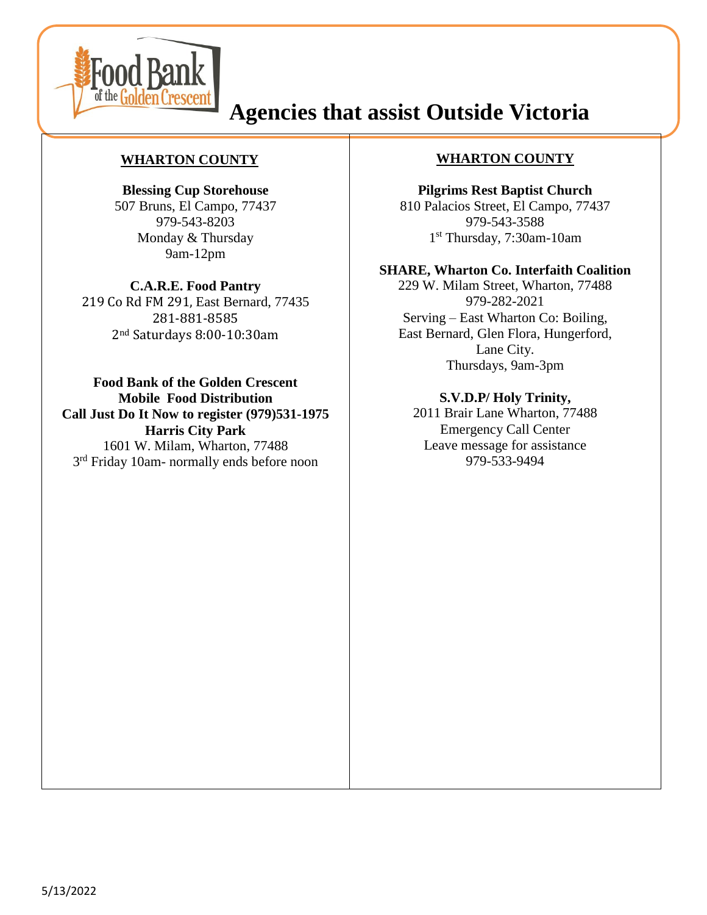# Agencies that assist Outside Victoria

## WHARTON COUNTY

**Blessing Cup Storehouse**
507 Bruns, El Campo, 77437
979-543-8203
Monday & Thursday
9am-12pm

**C.A.R.E. Food Pantry**
219 Co Rd FM 291, East Bernard, 77435
281-881-8585
2nd Saturdays 8:00-10:30am

**Food Bank of the Golden Crescent**
**Mobile Food Distribution**
**Call Just Do It Now to register (979)531-1975**
**Harris City Park**
1601 W. Milam, Wharton, 77488
3rd Friday 10am- normally ends before noon

## WHARTON COUNTY

**Pilgrims Rest Baptist Church**
810 Palacios Street, El Campo, 77437
979-543-3588
1st Thursday, 7:30am-10am

**SHARE, Wharton Co. Interfaith Coalition**
229 W. Milam Street, Wharton, 77488
979-282-2021
Serving – East Wharton Co: Boiling, East Bernard, Glen Flora, Hungerford, Lane City.
Thursdays, 9am-3pm

**S.V.D.P/ Holy Trinity,**
2011 Brair Lane Wharton, 77488
Emergency Call Center
Leave message for assistance
979-533-9494

5/13/2022